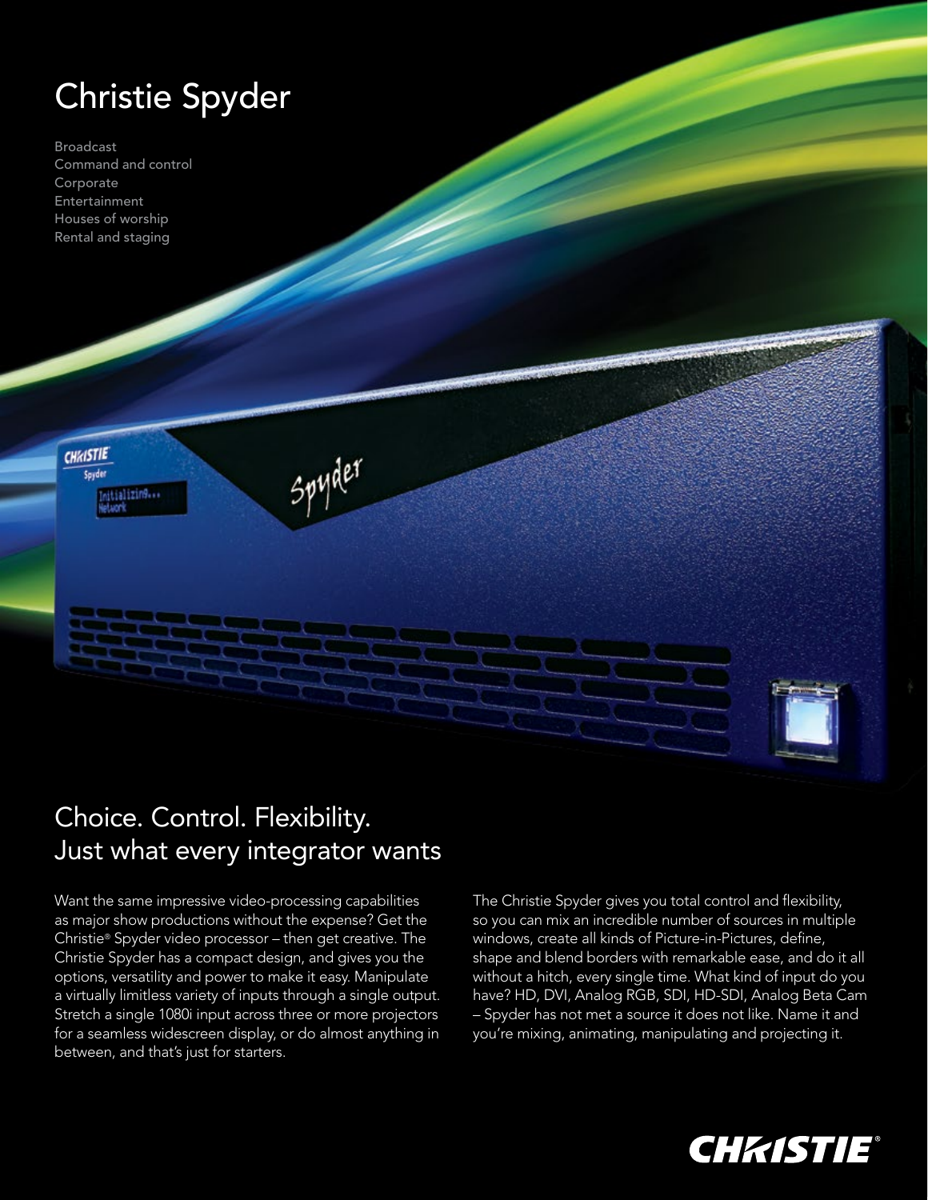# Christie Spyder

Broadcast
Command and control
Corporate
Entertainment
Houses of worship
Rental and staging

## Choice. Control. Flexibility. Just what every integrator wants

Want the same impressive video-processing capabilities as major show productions without the expense? Get the Christie® Spyder video processor – then get creative. The Christie Spyder has a compact design, and gives you the options, versatility and power to make it easy. Manipulate a virtually limitless variety of inputs through a single output. Stretch a single 1080i input across three or more projectors for a seamless widescreen display, or do almost anything in between, and that's just for starters.

The Christie Spyder gives you total control and flexibility, so you can mix an incredible number of sources in multiple windows, create all kinds of Picture-in-Pictures, define, shape and blend borders with remarkable ease, and do it all without a hitch, every single time. What kind of input do you have? HD, DVI, Analog RGB, SDI, HD-SDI, Analog Beta Cam – Spyder has not met a source it does not like. Name it and you're mixing, animating, manipulating and projecting it.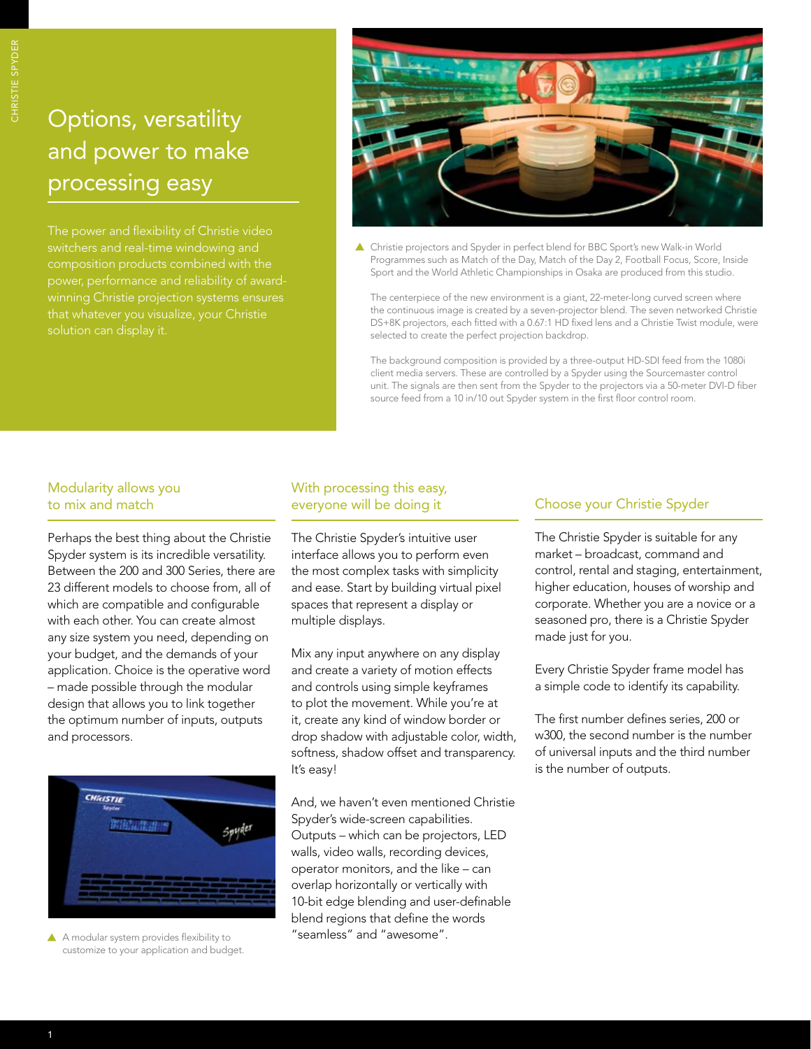# Options, versatility and power to make processing easy

The power and flexibility of Christie video switchers and real-time windowing and composition products combined with the power, performance and reliability of award-winning Christie projection systems ensures that whatever you visualize, your Christie solution can display it.

▲ Christie projectors and Spyder in perfect blend for BBC Sport's new Walk-in World Programmes such as Match of the Day, Match of the Day 2, Football Focus, Score, Inside Sport and the World Athletic Championships in Osaka are produced from this studio.

The centerpiece of the new environment is a giant, 22-meter-long curved screen where the continuous image is created by a seven-projector blend. The seven networked Christie DS+8K projectors, each fitted with a 0.67:1 HD fixed lens and a Christie Twist module, were selected to create the perfect projection backdrop.

The background composition is provided by a three-output HD-SDI feed from the 1080i client media servers. These are controlled by a Spyder using the Sourcemaster control unit. The signals are then sent from the Spyder to the projectors via a 50-meter DVI-D fiber source feed from a 10 in/10 out Spyder system in the first floor control room.

## Modularity allows you to mix and match

Perhaps the best thing about the Christie Spyder system is its incredible versatility. Between the 200 and 300 Series, there are 23 different models to choose from, all of which are compatible and configurable with each other. You can create almost any size system you need, depending on your budget, and the demands of your application. Choice is the operative word – made possible through the modular design that allows you to link together the optimum number of inputs, outputs and processors.

▲ A modular system provides flexibility to customize to your application and budget.

## With processing this easy, everyone will be doing it

The Christie Spyder's intuitive user interface allows you to perform even the most complex tasks with simplicity and ease. Start by building virtual pixel spaces that represent a display or multiple displays.

Mix any input anywhere on any display and create a variety of motion effects and controls using simple keyframes to plot the movement. While you're at it, create any kind of window border or drop shadow with adjustable color, width, softness, shadow offset and transparency. It's easy!

And, we haven't even mentioned Christie Spyder's wide-screen capabilities. Outputs – which can be projectors, LED walls, video walls, recording devices, operator monitors, and the like – can overlap horizontally or vertically with 10-bit edge blending and user-definable blend regions that define the words "seamless" and "awesome".

## Choose your Christie Spyder

The Christie Spyder is suitable for any market – broadcast, command and control, rental and staging, entertainment, higher education, houses of worship and corporate. Whether you are a novice or a seasoned pro, there is a Christie Spyder made just for you.

Every Christie Spyder frame model has a simple code to identify its capability.

The first number defines series, 200 or w300, the second number is the number of universal inputs and the third number is the number of outputs.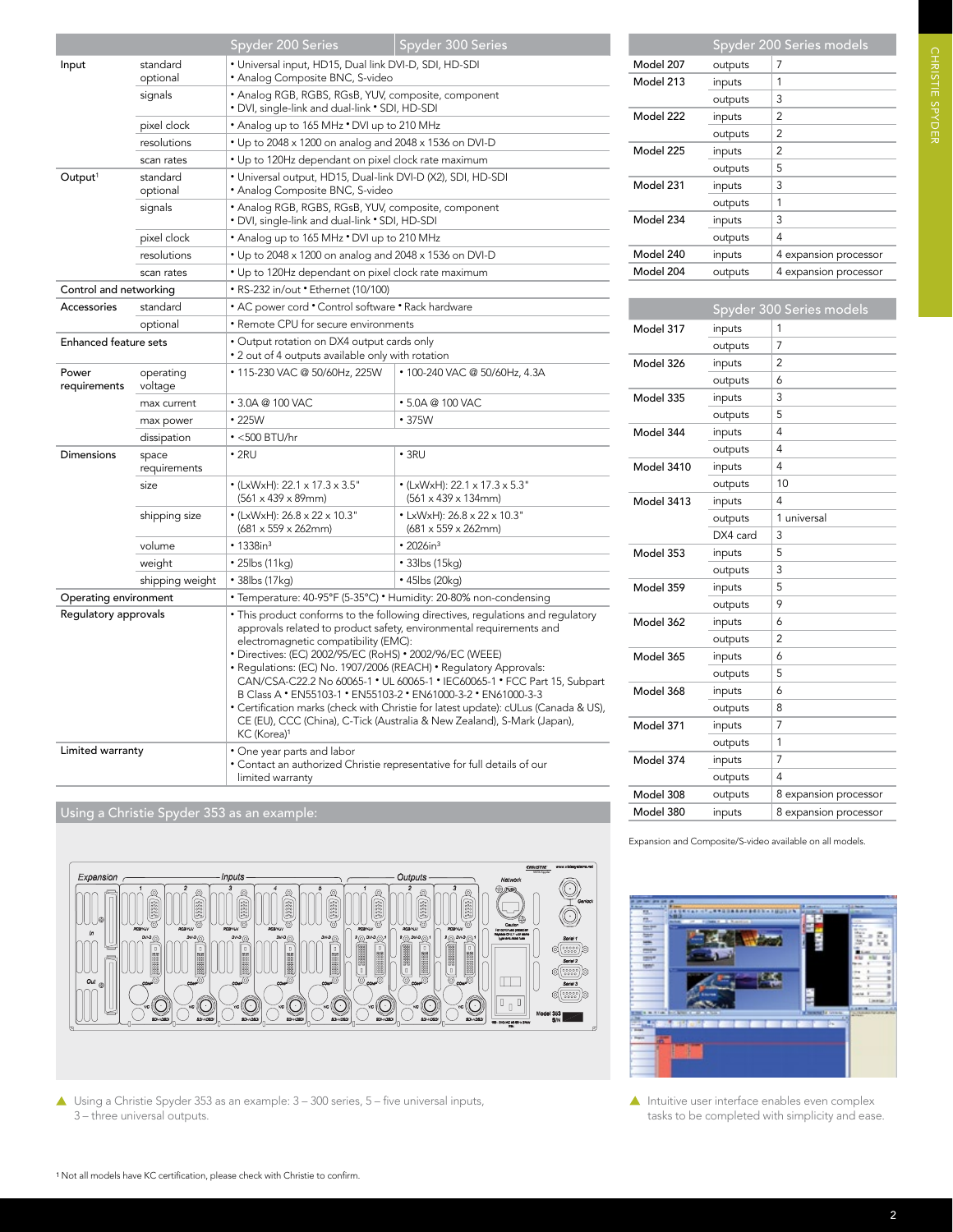| | | Spyder 200 Series | Spyder 300 Series |
|---|---|---|---|
| Input | standard<br>optional | • Universal input, HD15, Dual link DVI-D, SDI, HD-SDI<br>• Analog Composite BNC, S-video | |
| | signals | • Analog RGB, RGBS, RGsB, YUV, composite, component<br>• DVI, single-link and dual-link • SDI, HD-SDI | |
| | pixel clock | • Analog up to 165 MHz • DVI up to 210 MHz | |
| | resolutions | • Up to 2048 x 1200 on analog and 2048 x 1536 on DVI-D | |
| | scan rates | • Up to 120Hz dependant on pixel clock rate maximum | |
| Output[1] | standard<br>optional | • Universal output, HD15, Dual-link DVI-D (X2), SDI, HD-SDI<br>• Analog Composite BNC, S-video | |
| | signals | • Analog RGB, RGBS, RGsB, YUV, composite, component<br>• DVI, single-link and dual-link • SDI, HD-SDI | |
| | pixel clock | • Analog up to 165 MHz • DVI up to 210 MHz | |
| | resolutions | • Up to 2048 x 1200 on analog and 2048 x 1536 on DVI-D | |
| | scan rates | • Up to 120Hz dependant on pixel clock rate maximum | |
| Control and networking | | • RS-232 in/out • Ethernet (10/100) | |
| Accessories | standard | • AC power cord • Control software • Rack hardware | |
| | optional | • Remote CPU for secure environments | |
| Enhanced feature sets | | • Output rotation on DX4 output cards only<br>• 2 out of 4 outputs available only with rotation | |
| Power requirements | operating voltage | • 115-230 VAC @ 50/60Hz, 225W | • 100-240 VAC @ 50/60Hz, 4.3A |
| | max current | • 3.0A @ 100 VAC | • 5.0A @ 100 VAC |
| | max power | • 225W | • 375W |
| | dissipation | • <500 BTU/hr | |
| Dimensions | space requirements | • 2RU | • 3RU |
| | size | • (LxWxH): 22.1 x 17.3 x 3.5" (561 x 439 x 89mm) | • (LxWxH): 22.1 x 17.3 x 5.3" (561 x 439 x 134mm) |
| | shipping size | • (LxWxH): 26.8 x 22 x 10.3" (681 x 559 x 262mm) | • LxWxH): 26.8 x 22 x 10.3" (681 x 559 x 262mm) |
| | volume | • 1338in³ | • 2026in³ |
| | weight | • 25lbs (11kg) | • 33lbs (15kg) |
| | shipping weight | • 38lbs (17kg) | • 45lbs (20kg) |
| Operating environment | | • Temperature: 40-95°F (5-35°C) • Humidity: 20-80% non-condensing | |
| Regulatory approvals | | • This product conforms to the following directives, regulations and regulatory approvals related to product safety, environmental requirements and electromagnetic compatibility (EMC):<br>• Directives: (EC) 2002/95/EC (RoHS) • 2002/96/EC (WEEE)<br>• Regulations: (EC) No. 1907/2006 (REACH) • Regulatory Approvals: CAN/CSA-C22.2 No 60065-1 • UL 60065-1 • IEC60065-1 • FCC Part 15, Subpart B Class A • EN55103-1 • EN55103-2 • EN61000-3-2 • EN61000-3-3<br>• Certification marks (check with Christie for latest update): cULus (Canada & US), CE (EU), CCC (China), C-Tick (Australia & New Zealand), S-Mark (Japan), KC (Korea)[1] | |
| Limited warranty | | • One year parts and labor<br>• Contact an authorized Christie representative for full details of our limited warranty | |

| Spyder 200 Series models | | |
|---|---|---|
| Model 207 | outputs | 7 |
| Model 213 | inputs | 1 |
| | outputs | 3 |
| Model 222 | inputs | 2 |
| | outputs | 2 |
| Model 225 | inputs | 2 |
| | outputs | 5 |
| Model 231 | inputs | 3 |
| | outputs | 1 |
| Model 234 | inputs | 3 |
| | outputs | 4 |
| Model 240 | inputs | 4 expansion processor |
| Model 204 | outputs | 4 expansion processor |

| Spyder 300 Series models | | |
|---|---|---|
| Model 317 | inputs | 1 |
| | outputs | 7 |
| Model 326 | inputs | 2 |
| | outputs | 6 |
| Model 335 | inputs | 3 |
| | outputs | 5 |
| Model 344 | inputs | 4 |
| | outputs | 4 |
| Model 3410 | inputs | 4 |
| | outputs | 10 |
| Model 3413 | inputs | 4 |
| | outputs | 1 universal |
| | DX4 card | 3 |
| Model 353 | inputs | 5 |
| | outputs | 3 |
| Model 359 | inputs | 5 |
| | outputs | 9 |
| Model 362 | inputs | 6 |
| | outputs | 2 |
| Model 365 | inputs | 6 |
| | outputs | 5 |
| Model 368 | inputs | 6 |
| | outputs | 8 |
| Model 371 | inputs | 7 |
| | outputs | 1 |
| Model 374 | inputs | 7 |
| | outputs | 4 |
| Model 308 | outputs | 8 expansion processor |
| Model 380 | inputs | 8 expansion processor |

Expansion and Composite/S-video available on all models.

## Using a Christie Spyder 353 as an example:

▲ Using a Christie Spyder 353 as an example: 3 – 300 series, 5 – five universal inputs, 3 – three universal outputs.

▲ Intuitive user interface enables even complex tasks to be completed with simplicity and ease.

[1] Not all models have KC certification, please check with Christie to confirm.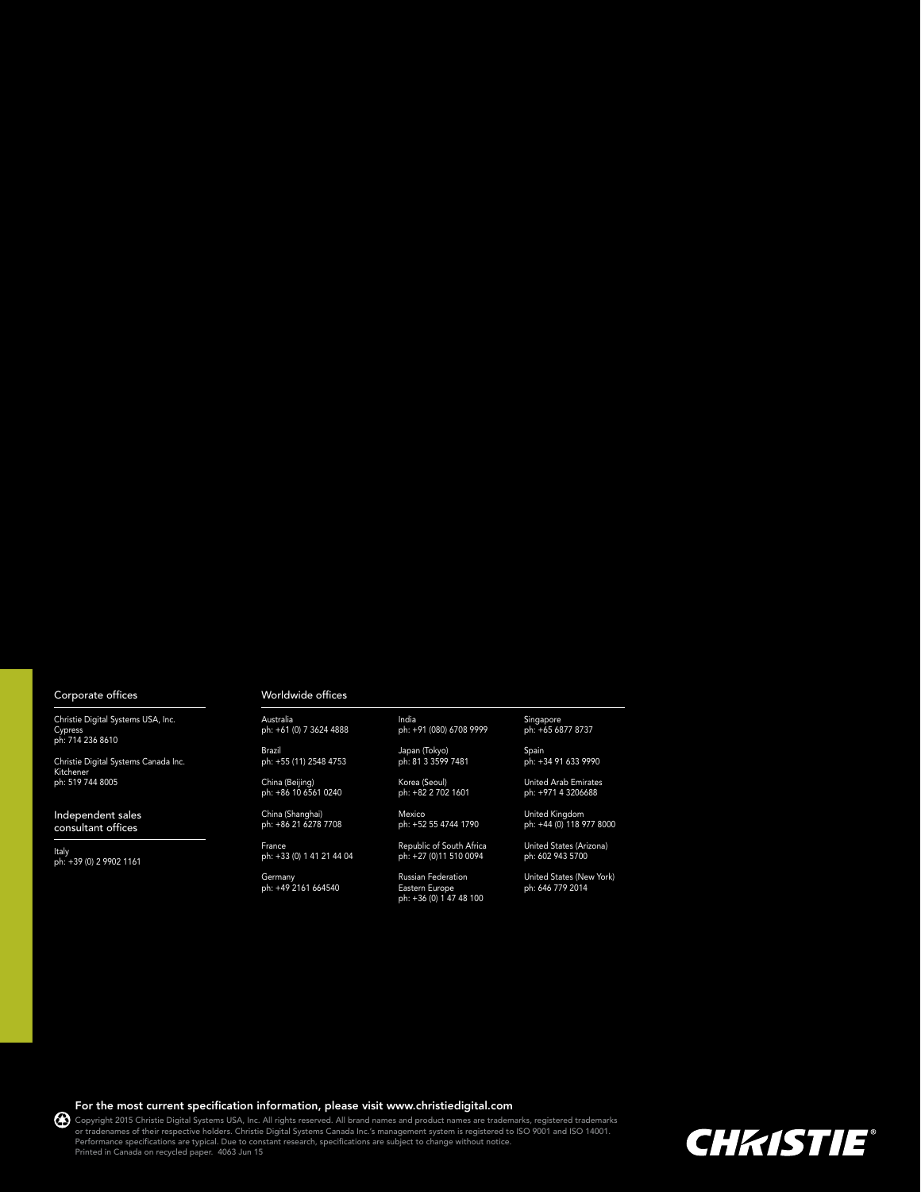## Corporate offices

Christie Digital Systems USA, Inc.
Cypress
ph: 714 236 8610

Christie Digital Systems Canada Inc.
Kitchener
ph: 519 744 8005

## Independent sales consultant offices

Italy
ph: +39 (0) 2 9902 1161

## Worldwide offices

Australia
ph: +61 (0) 7 3624 4888

Brazil
ph: +55 (11) 2548 4753

China (Beijing)
ph: +86 10 6561 0240

China (Shanghai)
ph: +86 21 6278 7708

France
ph: +33 (0) 1 41 21 44 04

Germany
ph: +49 2161 664540

India
ph: +91 (080) 6708 9999

Japan (Tokyo)
ph: 81 3 3599 7481

Korea (Seoul)
ph: +82 2 702 1601

Mexico
ph: +52 55 4744 1790

Republic of South Africa
ph: +27 (0)11 510 0094

Russian Federation
Eastern Europe
ph: +36 (0) 1 47 48 100

Singapore
ph: +65 6877 8737

Spain
ph: +34 91 633 9990

United Arab Emirates
ph: +971 4 3206688

United Kingdom
ph: +44 (0) 118 977 8000

United States (Arizona)
ph: 602 943 5700

United States (New York)
ph: 646 779 2014

**For the most current specification information, please visit www.christiedigital.com**

Copyright 2015 Christie Digital Systems USA, Inc. All rights reserved. All brand names and product names are trademarks, registered trademarks or tradenames of their respective holders. Christie Digital Systems Canada Inc.'s management system is registered to ISO 9001 and ISO 14001. Performance specifications are typical. Due to constant research, specifications are subject to change without notice.
Printed in Canada on recycled paper. 4063 Jun 15

CHRISTIE®